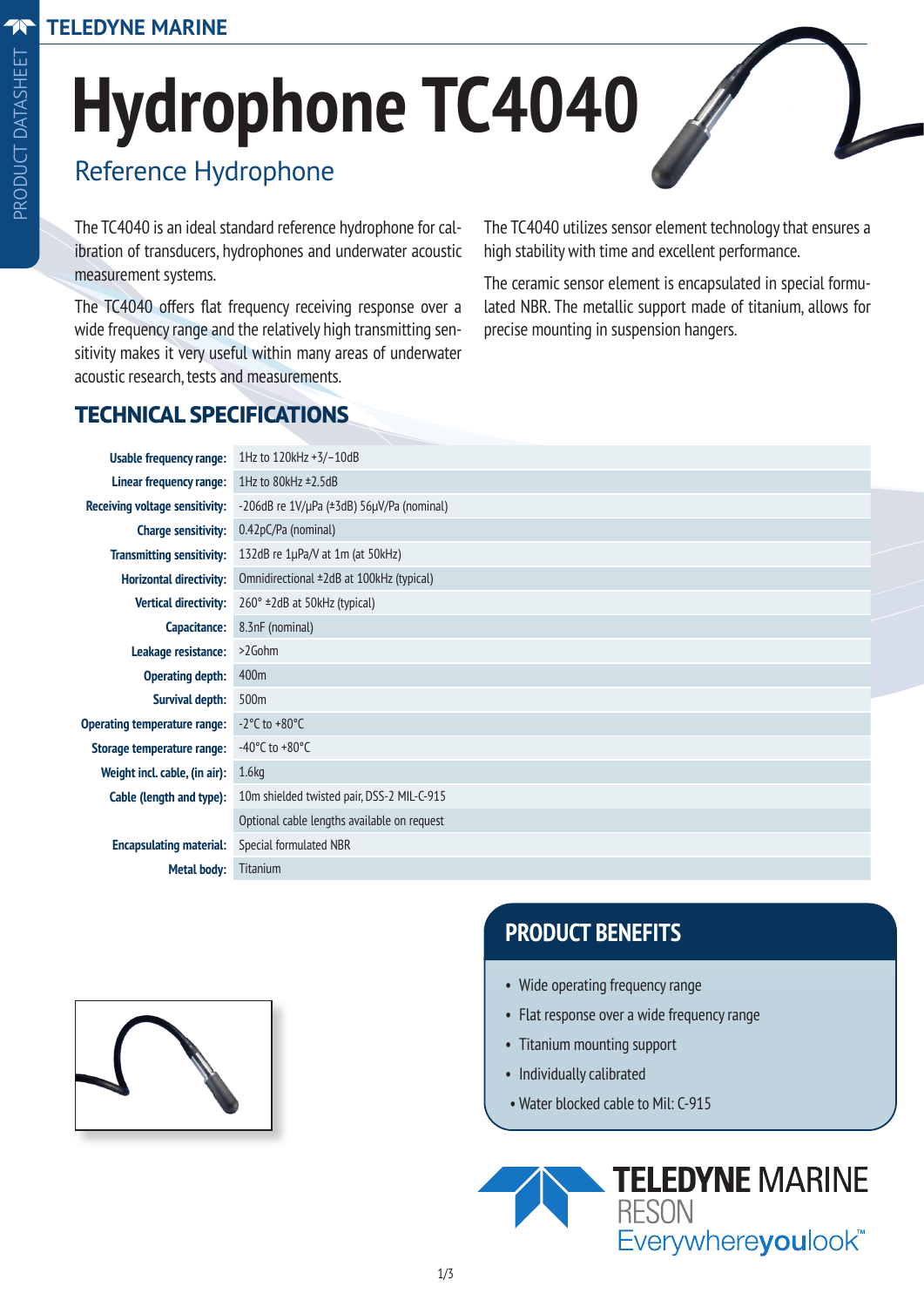# Hydrophone TC4040

## Reference Hydrophone

The TC4040 is an ideal standard reference hydrophone for calibration of transducers, hydrophones and underwater acoustic measurement systems.

The TC4040 offers flat frequency receiving response over a wide frequency range and the relatively high transmitting sensitivity makes it very useful within many areas of underwater acoustic research, tests and measurements.

The TC4040 utilizes sensor element technology that ensures a high stability with time and excellent performance.

The ceramic sensor element is encapsulated in special formulated NBR. The metallic support made of titanium, allows for precise mounting in suspension hangers.

## TECHNICAL SPECIFICATIONS

| | |
|---|---|
| **Usable frequency range:** | 1Hz to 120kHz +3/−10dB |
| **Linear frequency range:** | 1Hz to 80kHz ±2.5dB |
| **Receiving voltage sensitivity:** | -206dB re 1V/μPa (±3dB) 56μV/Pa (nominal) |
| **Charge sensitivity:** | 0.42pC/Pa (nominal) |
| **Transmitting sensitivity:** | 132dB re 1μPa/V at 1m (at 50kHz) |
| **Horizontal directivity:** | Omnidirectional ±2dB at 100kHz (typical) |
| **Vertical directivity:** | 260° ±2dB at 50kHz (typical) |
| **Capacitance:** | 8.3nF (nominal) |
| **Leakage resistance:** | >2Gohm |
| **Operating depth:** | 400m |
| **Survival depth:** | 500m |
| **Operating temperature range:** | -2°C to +80°C |
| **Storage temperature range:** | -40°C to +80°C |
| **Weight incl. cable, (in air):** | 1.6kg |
| **Cable (length and type):** | 10m shielded twisted pair, DSS-2 MIL-C-915 |
| | Optional cable lengths available on request |
| **Encapsulating material:** | Special formulated NBR |
| **Metal body:** | Titanium |

## PRODUCT BENEFITS

- Wide operating frequency range
- Flat response over a wide frequency range
- Titanium mounting support
- Individually calibrated
- Water blocked cable to Mil: C-915

TELEDYNE MARINE
RESON
Everywhereyoulook™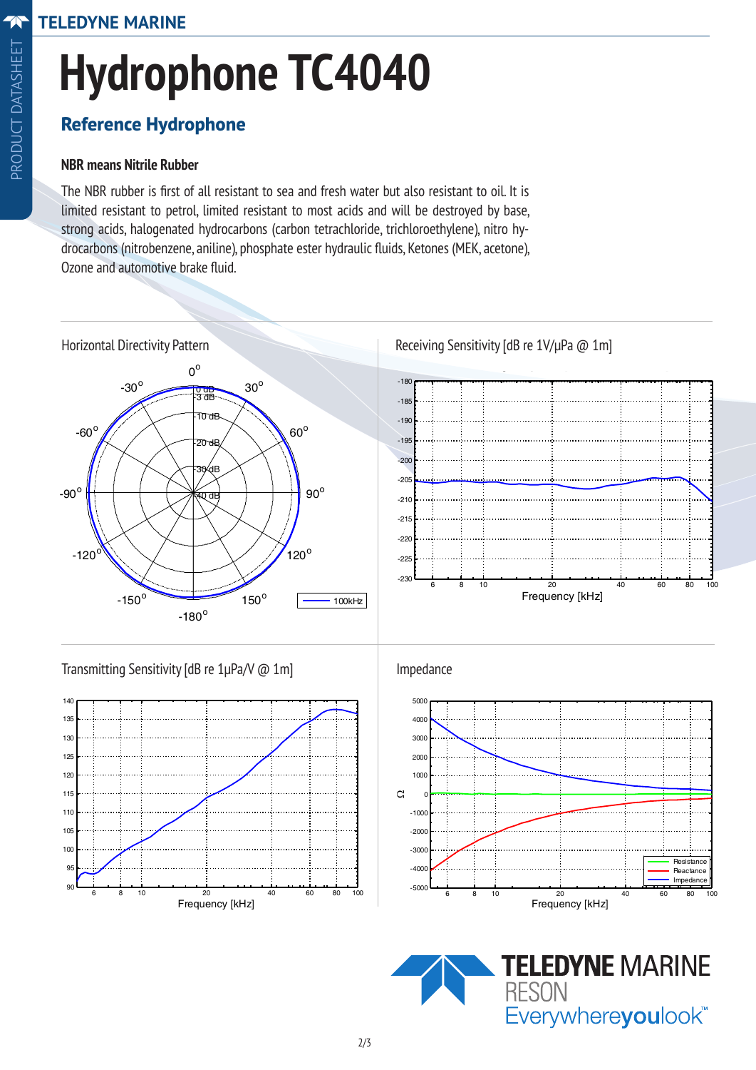# Hydrophone TC4040

## Reference Hydrophone

**NBR means Nitrile Rubber**

The NBR rubber is first of all resistant to sea and fresh water but also resistant to oil. It is limited resistant to petrol, limited resistant to most acids and will be destroyed by base, strong acids, halogenated hydrocarbons (carbon tetrachloride, trichloroethylene), nitro hydrocarbons (nitrobenzene, aniline), phosphate ester hydraulic fluids, Ketones (MEK, acetone), Ozone and automotive brake fluid.

Horizontal Directivity Pattern

0° 30° 60° 90° 120° 150° -180° -150° -120° -90° -60° -30°

0 dB -3 dB -10 dB -20 dB -30 dB -40 dB

100kHz

Receiving Sensitivity [dB re 1V/µPa @ 1m]

-180 -185 -190 -195 -200 -205 -210 -215 -220 -225 -230

6 8 10 20 40 60 80 100

Frequency [kHz]

Transmitting Sensitivity [dB re 1µPa/V @ 1m]

140 135 130 125 120 115 110 105 100 95 90

6 8 10 20 40 60 80 100

Frequency [kHz]

Impedance

Ω

5000 4000 3000 2000 1000 0 -1000 -2000 -3000 -4000 -5000

6 8 10 20 40 60 80 100

Frequency [kHz]

Resistance
Reactance
Impedance

TELEDYNE MARINE
RESON
Everywhereyoulook™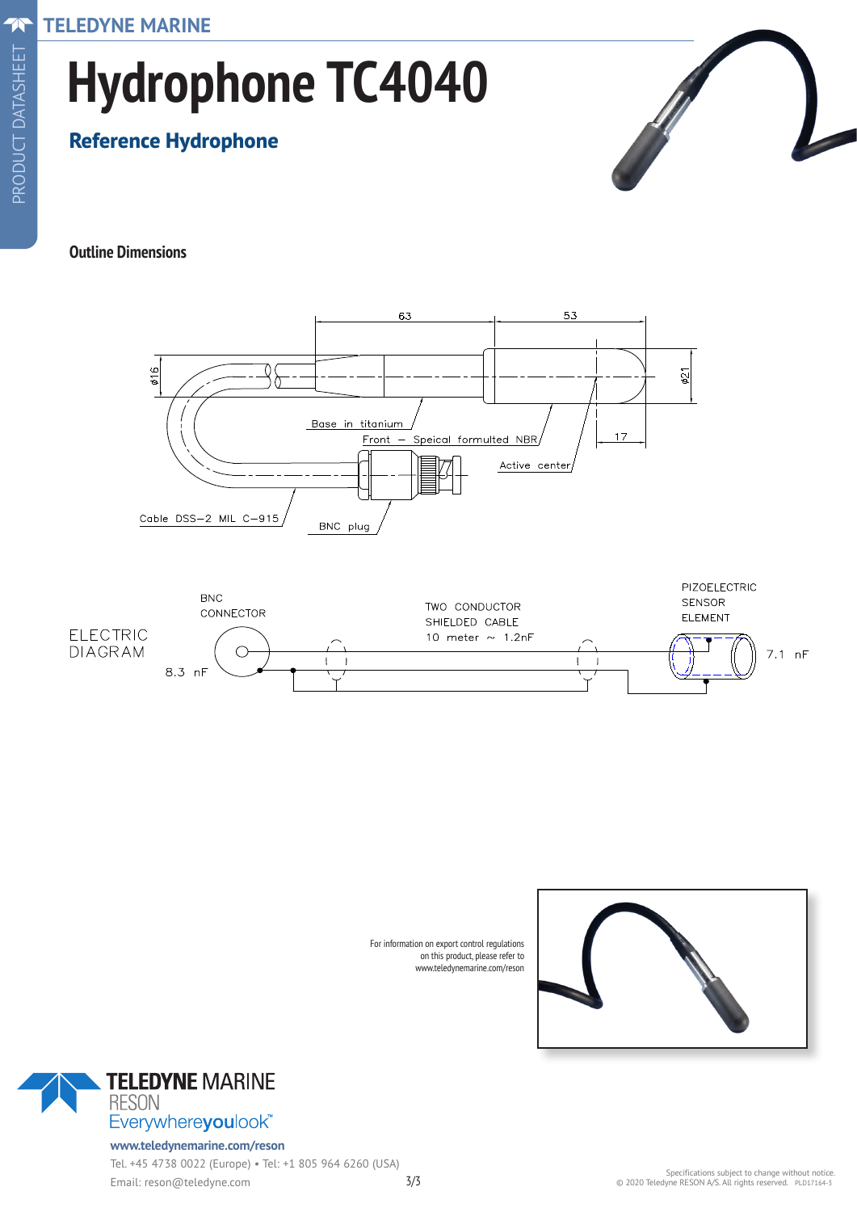# Hydrophone TC4040

## Reference Hydrophone

### Outline Dimensions

63

53

ø16

ø21

17

Base in titanium

Front – Speical formulted NBR

Active center

Cable DSS–2 MIL C–915

BNC plug

ELECTRIC DIAGRAM

BNC CONNECTOR

8.3 nF

TWO CONDUCTOR SHIELDED CABLE

10 meter ~ 1.2nF

PIZOELECTRIC SENSOR ELEMENT

7.1 nF

For information on export control regulations on this product, please refer to www.teledynemarine.com/reson

TELEDYNE MARINE
RESON
Everywhereyoulook™

www.teledynemarine.com/reson

Tel. +45 4738 0022 (Europe) • Tel: +1 805 964 6260 (USA)

Email: reson@teledyne.com

Specifications subject to change without notice.
© 2020 Teledyne RESON A/S. All rights reserved. PLD17164-3